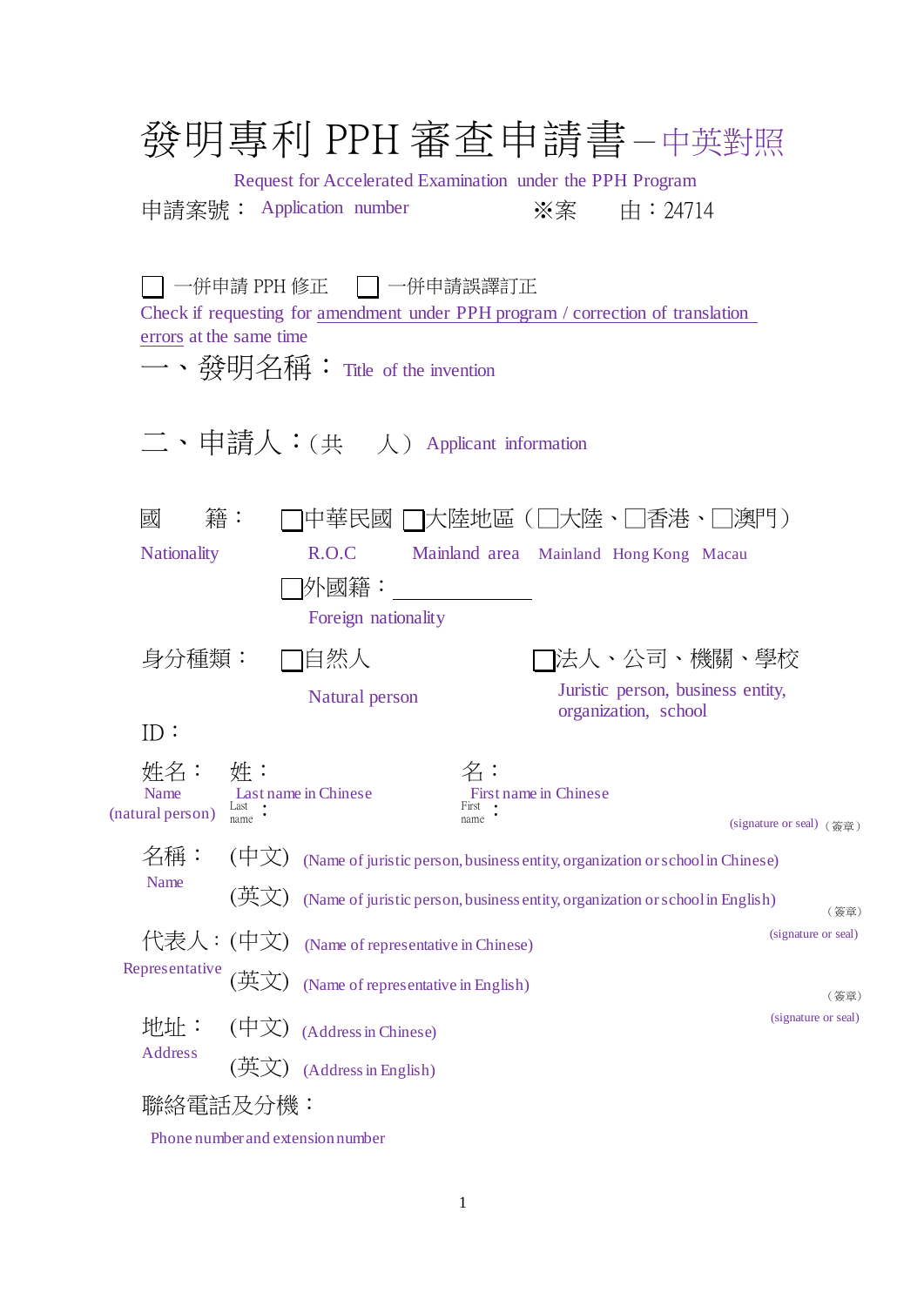# 發明專利 PPH 審查申請書 – 中英對照

Request for Accelerated Examination under the PPH Program

申請案號： Application number　　　　※案　　由：24714

☐ 一併申請 PPH 修正　☐ 一併申請誤譯訂正

Check if requesting for amendment under PPH program / correction of translation errors at the same time

## 一、發明名稱： Title of the invention

## 二、申請人：(共　　人） Applicant information

國　　籍： ☐中華民國 ☐大陸地區（☐大陸、☐香港、☐澳門）

Nationality　　R.O.C　　Mainland area　Mainland　Hong Kong　Macau

☐外國籍：＿＿＿＿＿＿＿＿

Foreign nationality

身分種類： ☐自然人　　　☐法人、公司、機關、學校

Natural person　　Juristic person, business entity, organization, school

ID：

姓名：　姓：　　　　　　　名：

Name (natural person)　Last name in Chinese　Last name：　First name in Chinese　First name：　　(signature or seal)（簽章）

名稱：　(中文)　(Name of juristic person, business entity, organization or school in Chinese)

Name　(英文)　(Name of juristic person, business entity, organization or school in English)　（簽章）(signature or seal)

代表人：(中文)　(Name of representative in Chinese)

Representative　(英文)　(Name of representative in English)　（簽章）(signature or seal)

地址：　(中文)　(Address in Chinese)

Address　(英文)　(Address in English)

聯絡電話及分機：

Phone number and extension number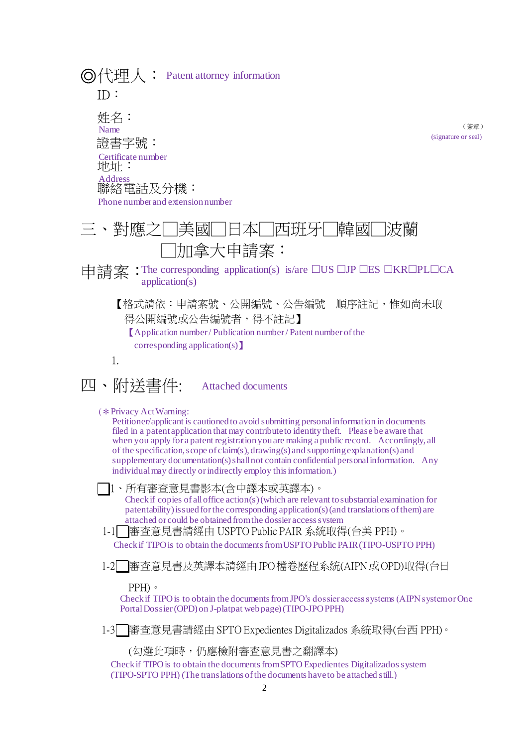## ◎代理人： Patent attorney information

ID：

姓名：
Name

（簽章）
(signature or seal)

證書字號：
Certificate number

地址：
Address

聯絡電話及分機：
Phone number and extension number

## 三、對應之□美國□日本□西班牙□韓國□波蘭□加拿大申請案：

申請案：The corresponding application(s) is/are □US □JP □ES □KR□PL□CA application(s)

【格式請依：申請案號、公開編號、公告編號　順序註記，惟如尚未取得公開編號或公告編號者，得不註記】
【Application number / Publication number / Patent number of the corresponding application(s)】

1.

## 四、附送書件: Attached documents

(＊Privacy Act Warning:
Petitioner/applicant is cautioned to avoid submitting personal information in documents filed in a patent application that may contribute to identity theft. Please be aware that when you apply for a patent registration you are making a public record. Accordingly, all of the specification, scope of claim(s), drawing(s) and supporting explanation(s) and supplementary documentation(s) shall not contain confidential personal information. Any individual may directly or indirectly employ this information.)

□1、所有審查意見書影本(含中譯本或英譯本)。
Check if copies of all office action(s) (which are relevant to substantial examination for patentability) issued for the corresponding application(s) (and translations of them) are attached or could be obtained from the dossier access system

1-1□審查意見書請經由 USPTO Public PAIR 系統取得(台美 PPH)。
Check if TIPO is to obtain the documents from USPTO Public PAIR (TIPO-USPTO PPH)

1-2□審查意見書及英譯本請經由 JPO 檔卷歷程系統(AIPN 或 OPD)取得(台日 PPH)。
Check if TIPO is to obtain the documents from JPO's dossier access systems (AIPN system or One Portal Dossier (OPD) on J-platpat web page) (TIPO-JPO PPH)

1-3□審查意見書請經由 SPTO Expedientes Digitalizados 系統取得(台西 PPH)。
(勾選此項時，仍應檢附審查意見書之翻譯本)
Check if TIPO is to obtain the documents from SPTO Expedientes Digitalizados system (TIPO-SPTO PPH) (The translations of the documents have to be attached still.)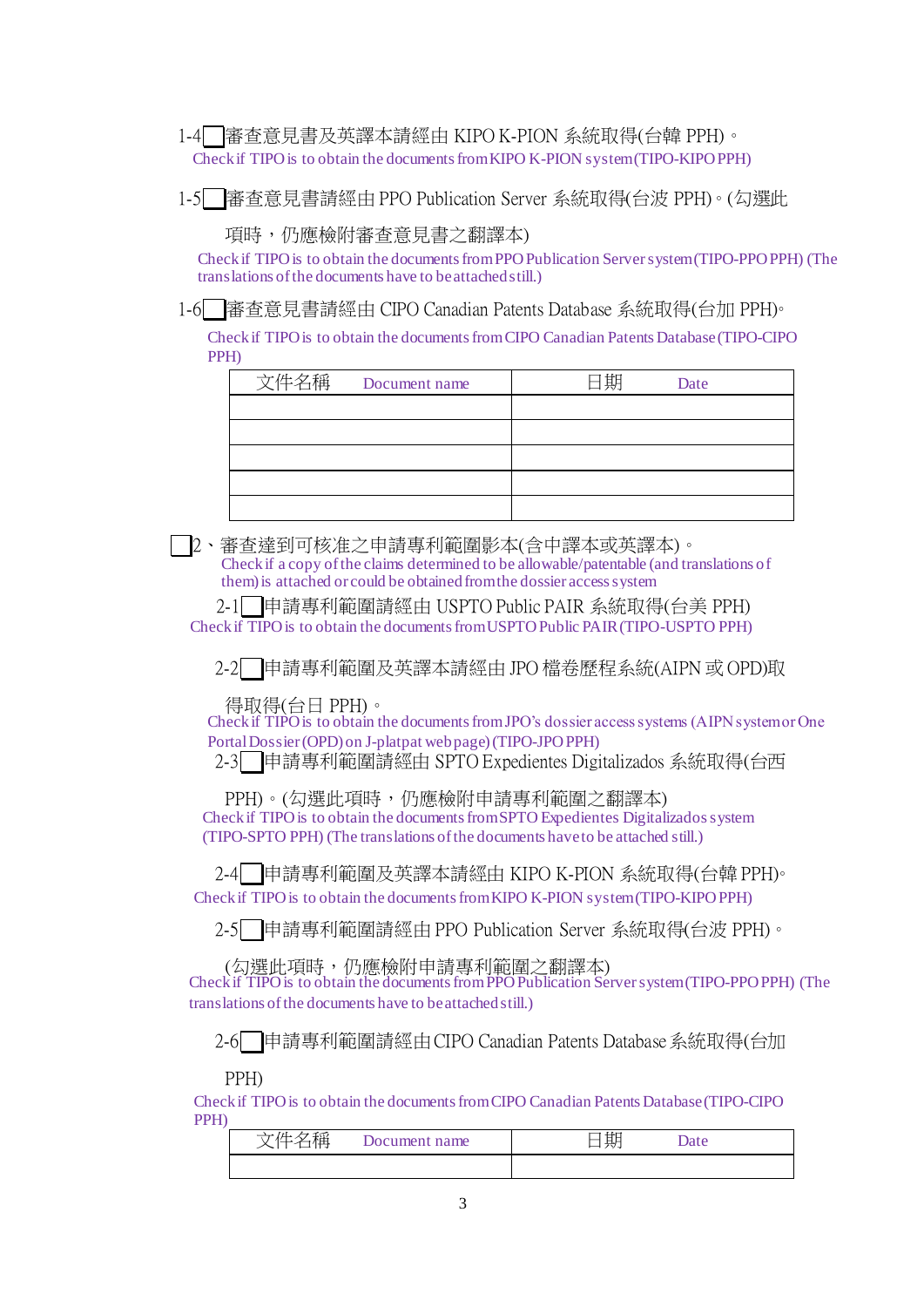1-4☐審查意見書及英譯本請經由 KIPO K-PION 系統取得(台韓 PPH)。
Check if TIPO is to obtain the documents from KIPO K-PION system (TIPO-KIPO PPH)

1-5☐審查意見書請經由 PPO Publication Server 系統取得(台波 PPH)。(勾選此項時，仍應檢附審查意見書之翻譯本)
Check if TIPO is to obtain the documents from PPO Publication Server system (TIPO-PPO PPH) (The translations of the documents have to be attached still.)

1-6☐審查意見書請經由 CIPO Canadian Patents Database 系統取得(台加 PPH)。
Check if TIPO is to obtain the documents from CIPO Canadian Patents Database (TIPO-CIPO PPH)

| 文件名稱 Document name | 日期 Date |
|---|---|
| | |
| | |
| | |
| | |
| | |

☐2、審查達到可核准之申請專利範圍影本(含中譯本或英譯本)。
Check if a copy of the claims determined to be allowable/patentable (and translations of them) is attached or could be obtained from the dossier access system

2-1☐申請專利範圍請經由 USPTO Public PAIR 系統取得(台美 PPH)
Check if TIPO is to obtain the documents from USPTO Public PAIR (TIPO-USPTO PPH)

2-2☐申請專利範圍及英譯本請經由 JPO 檔卷歷程系統(AIPN 或 OPD)取得取得(台日 PPH)。
Check if TIPO is to obtain the documents from JPO's dossier access systems (AIPN system or One Portal Dossier (OPD) on J-platpat web page) (TIPO-JPO PPH)

2-3☐申請專利範圍請經由 SPTO Expedientes Digitalizados 系統取得(台西 PPH)。(勾選此項時，仍應檢附申請專利範圍之翻譯本)
Check if TIPO is to obtain the documents from SPTO Expedientes Digitalizados system (TIPO-SPTO PPH) (The translations of the documents have to be attached still.)

2-4☐申請專利範圍及英譯本請經由 KIPO K-PION 系統取得(台韓 PPH)。
Check if TIPO is to obtain the documents from KIPO K-PION system (TIPO-KIPO PPH)

2-5☐申請專利範圍請經由 PPO Publication Server 系統取得(台波 PPH)。(勾選此項時，仍應檢附申請專利範圍之翻譯本)
Check if TIPO is to obtain the documents from PPO Publication Server system (TIPO-PPO PPH) (The translations of the documents have to be attached still.)

2-6☐申請專利範圍請經由 CIPO Canadian Patents Database 系統取得(台加 PPH)
Check if TIPO is to obtain the documents from CIPO Canadian Patents Database (TIPO-CIPO PPH)

| 文件名稱 Document name | 日期 Date |
|---|---|
| | |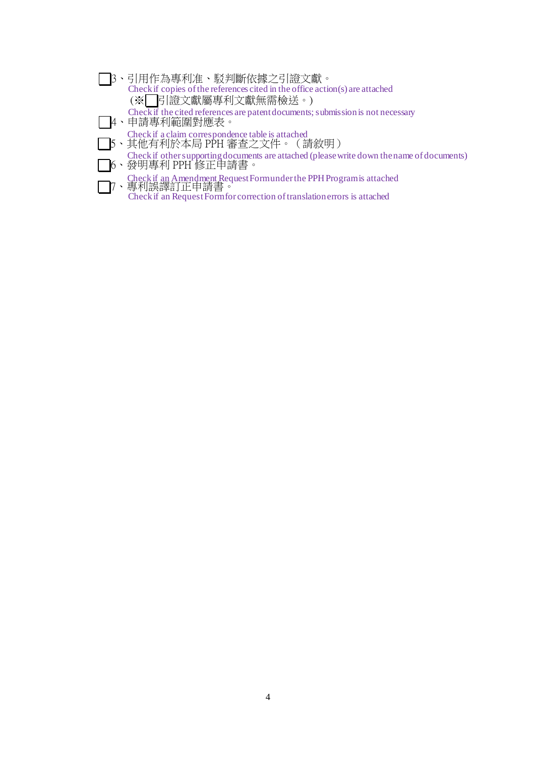☐3、引用作為專利准、駁判斷依據之引證文獻。
Check if copies of the references cited in the office action(s) are attached
(※☐引證文獻屬專利文獻無需檢送。)
Check if the cited references are patent documents; submission is not necessary

☐4、申請專利範圍對應表。
Check if a claim correspondence table is attached

☐5、其他有利於本局 PPH 審查之文件。（請敘明）
Check if other supporting documents are attached (please write down the name of documents)

☐6、發明專利 PPH 修正申請書。
Check if an Amendment Request Form under the PPH Program is attached

☐7、專利誤譯訂正申請書。
Check if an Request Form for correction of translation errors is attached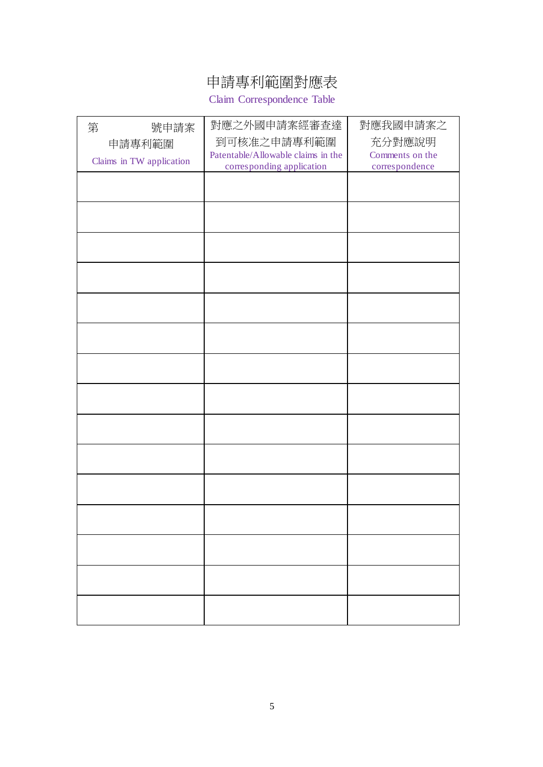# 申請專利範圍對應表

Claim Correspondence Table

| 第　　　　號申請案<br>申請專利範圍<br>Claims in TW application | 對應之外國申請案經審查達<br>到可核准之申請專利範圍<br>Patentable/Allowable claims in the corresponding application | 對應我國申請案之<br>充分對應說明<br>Comments on the correspondence |
|---|---|---|
| | | |
| | | |
| | | |
| | | |
| | | |
| | | |
| | | |
| | | |
| | | |
| | | |
| | | |
| | | |
| | | |
| | | |
| | | |